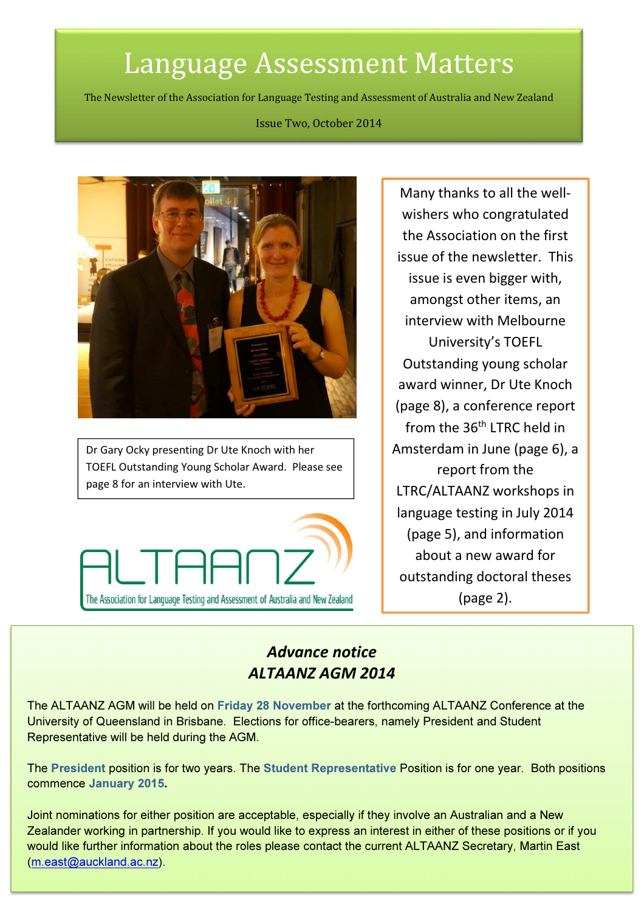# Language Assessment Matters

The Newsletter of the Association for Language Testing and Assessment of Australia and New Zealand

Issue Two, October 2014

Dr Gary Ocky presenting Dr Ute Knoch with her TOEFL Outstanding Young Scholar Award. Please see page 8 for an interview with Ute.

ALTAANZ
The Association for Language Testing and Assessment of Australia and New Zealand

Many thanks to all the well-wishers who congratulated the Association on the first issue of the newsletter. This issue is even bigger with, amongst other items, an interview with Melbourne University's TOEFL Outstanding young scholar award winner, Dr Ute Knoch (page 8), a conference report from the 36th LTRC held in Amsterdam in June (page 6), a report from the LTRC/ALTAANZ workshops in language testing in July 2014 (page 5), and information about a new award for outstanding doctoral theses (page 2).

## *Advance notice*
## *ALTAANZ AGM 2014*

The ALTAANZ AGM will be held on **Friday 28 November** at the forthcoming ALTAANZ Conference at the University of Queensland in Brisbane. Elections for office-bearers, namely President and Student Representative will be held during the AGM.

The **President** position is for two years. The **Student Representative** Position is for one year. Both positions commence **January 2015.**

Joint nominations for either position are acceptable, especially if they involve an Australian and a New Zealander working in partnership. If you would like to express an interest in either of these positions or if you would like further information about the roles please contact the current ALTAANZ Secretary, Martin East (m.east@auckland.ac.nz).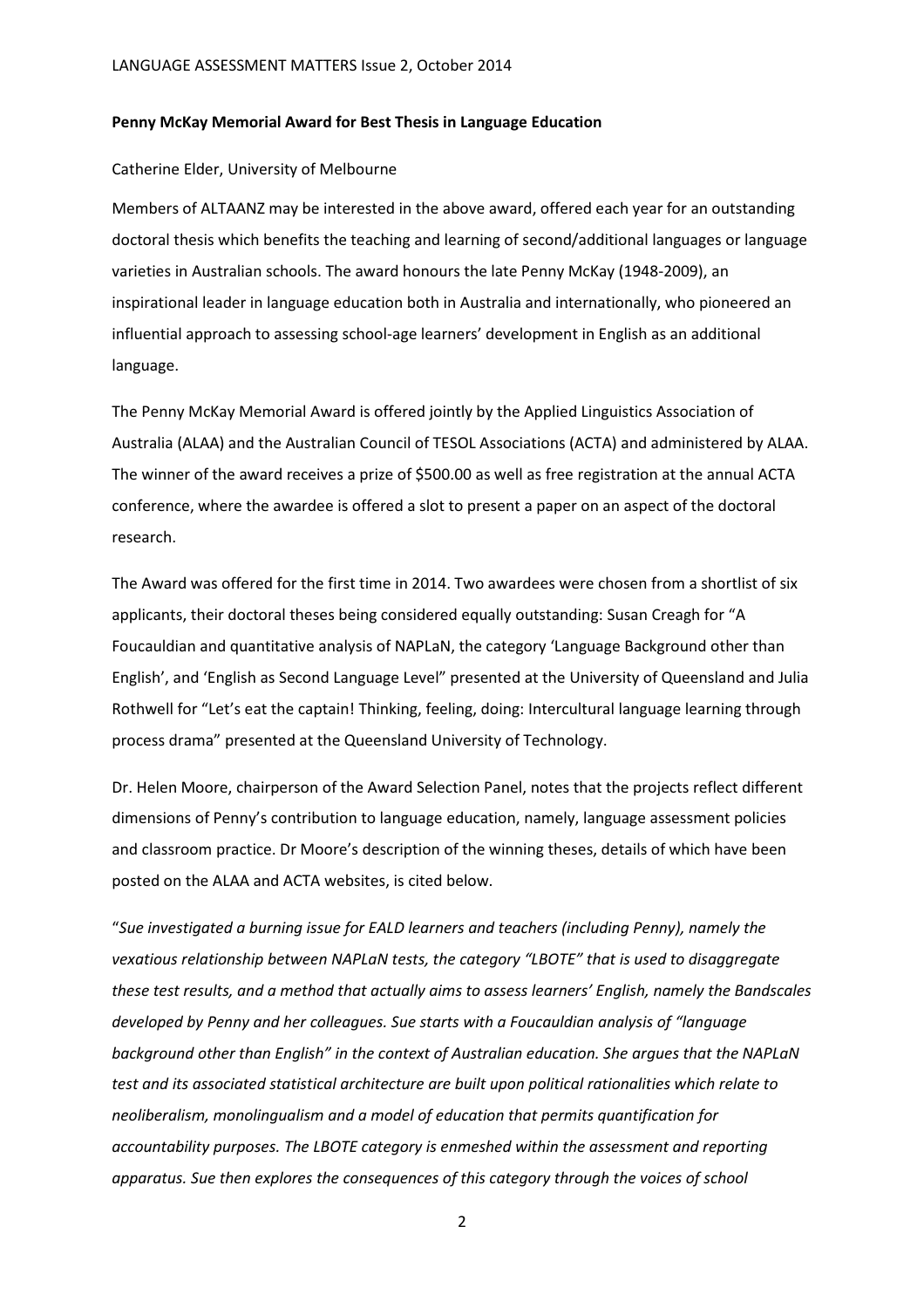**Penny McKay Memorial Award for Best Thesis in Language Education**

Catherine Elder, University of Melbourne

Members of ALTAANZ may be interested in the above award, offered each year for an outstanding doctoral thesis which benefits the teaching and learning of second/additional languages or language varieties in Australian schools. The award honours the late Penny McKay (1948-2009), an inspirational leader in language education both in Australia and internationally, who pioneered an influential approach to assessing school-age learners' development in English as an additional language.

The Penny McKay Memorial Award is offered jointly by the Applied Linguistics Association of Australia (ALAA) and the Australian Council of TESOL Associations (ACTA) and administered by ALAA. The winner of the award receives a prize of $500.00 as well as free registration at the annual ACTA conference, where the awardee is offered a slot to present a paper on an aspect of the doctoral research.

The Award was offered for the first time in 2014. Two awardees were chosen from a shortlist of six applicants, their doctoral theses being considered equally outstanding: Susan Creagh for "A Foucauldian and quantitative analysis of NAPLaN, the category 'Language Background other than English', and 'English as Second Language Level" presented at the University of Queensland and Julia Rothwell for "Let's eat the captain! Thinking, feeling, doing: Intercultural language learning through process drama" presented at the Queensland University of Technology.

Dr. Helen Moore, chairperson of the Award Selection Panel, notes that the projects reflect different dimensions of Penny's contribution to language education, namely, language assessment policies and classroom practice. Dr Moore's description of the winning theses, details of which have been posted on the ALAA and ACTA websites, is cited below.

"*Sue investigated a burning issue for EALD learners and teachers (including Penny), namely the vexatious relationship between NAPLaN tests, the category "LBOTE" that is used to disaggregate these test results, and a method that actually aims to assess learners' English, namely the Bandscales developed by Penny and her colleagues. Sue starts with a Foucauldian analysis of "language background other than English" in the context of Australian education. She argues that the NAPLaN test and its associated statistical architecture are built upon political rationalities which relate to neoliberalism, monolingualism and a model of education that permits quantification for accountability purposes. The LBOTE category is enmeshed within the assessment and reporting apparatus. Sue then explores the consequences of this category through the voices of school*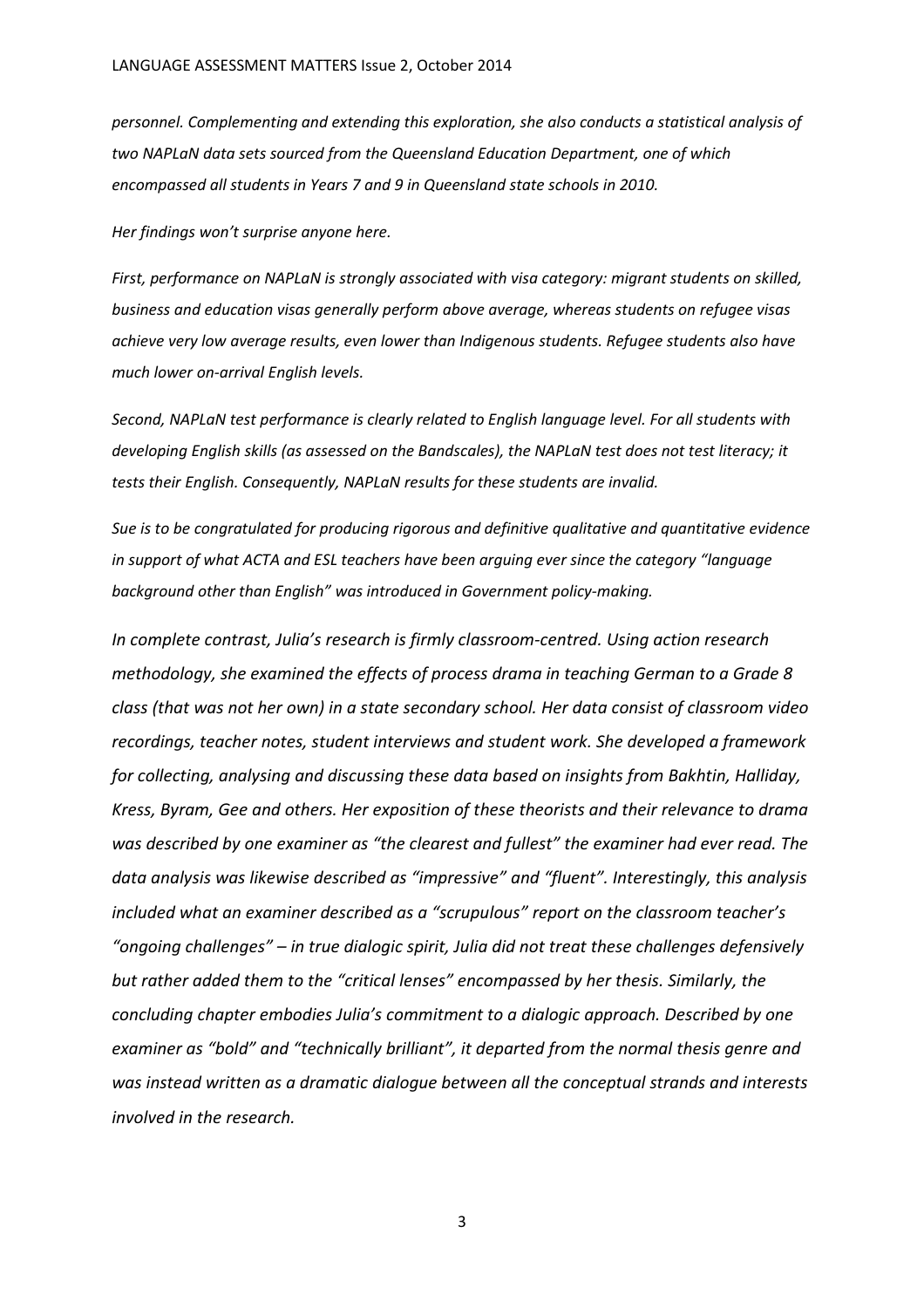*personnel. Complementing and extending this exploration, she also conducts a statistical analysis of two NAPLaN data sets sourced from the Queensland Education Department, one of which encompassed all students in Years 7 and 9 in Queensland state schools in 2010.*

*Her findings won't surprise anyone here.*

*First, performance on NAPLaN is strongly associated with visa category: migrant students on skilled, business and education visas generally perform above average, whereas students on refugee visas achieve very low average results, even lower than Indigenous students. Refugee students also have much lower on-arrival English levels.*

*Second, NAPLaN test performance is clearly related to English language level. For all students with developing English skills (as assessed on the Bandscales), the NAPLaN test does not test literacy; it tests their English. Consequently, NAPLaN results for these students are invalid.*

*Sue is to be congratulated for producing rigorous and definitive qualitative and quantitative evidence in support of what ACTA and ESL teachers have been arguing ever since the category "language background other than English" was introduced in Government policy-making.*

*In complete contrast, Julia's research is firmly classroom-centred. Using action research methodology, she examined the effects of process drama in teaching German to a Grade 8 class (that was not her own) in a state secondary school. Her data consist of classroom video recordings, teacher notes, student interviews and student work. She developed a framework for collecting, analysing and discussing these data based on insights from Bakhtin, Halliday, Kress, Byram, Gee and others. Her exposition of these theorists and their relevance to drama was described by one examiner as "the clearest and fullest" the examiner had ever read. The data analysis was likewise described as "impressive" and "fluent". Interestingly, this analysis included what an examiner described as a "scrupulous" report on the classroom teacher's "ongoing challenges" – in true dialogic spirit, Julia did not treat these challenges defensively but rather added them to the "critical lenses" encompassed by her thesis. Similarly, the concluding chapter embodies Julia's commitment to a dialogic approach. Described by one examiner as "bold" and "technically brilliant", it departed from the normal thesis genre and was instead written as a dramatic dialogue between all the conceptual strands and interests involved in the research.*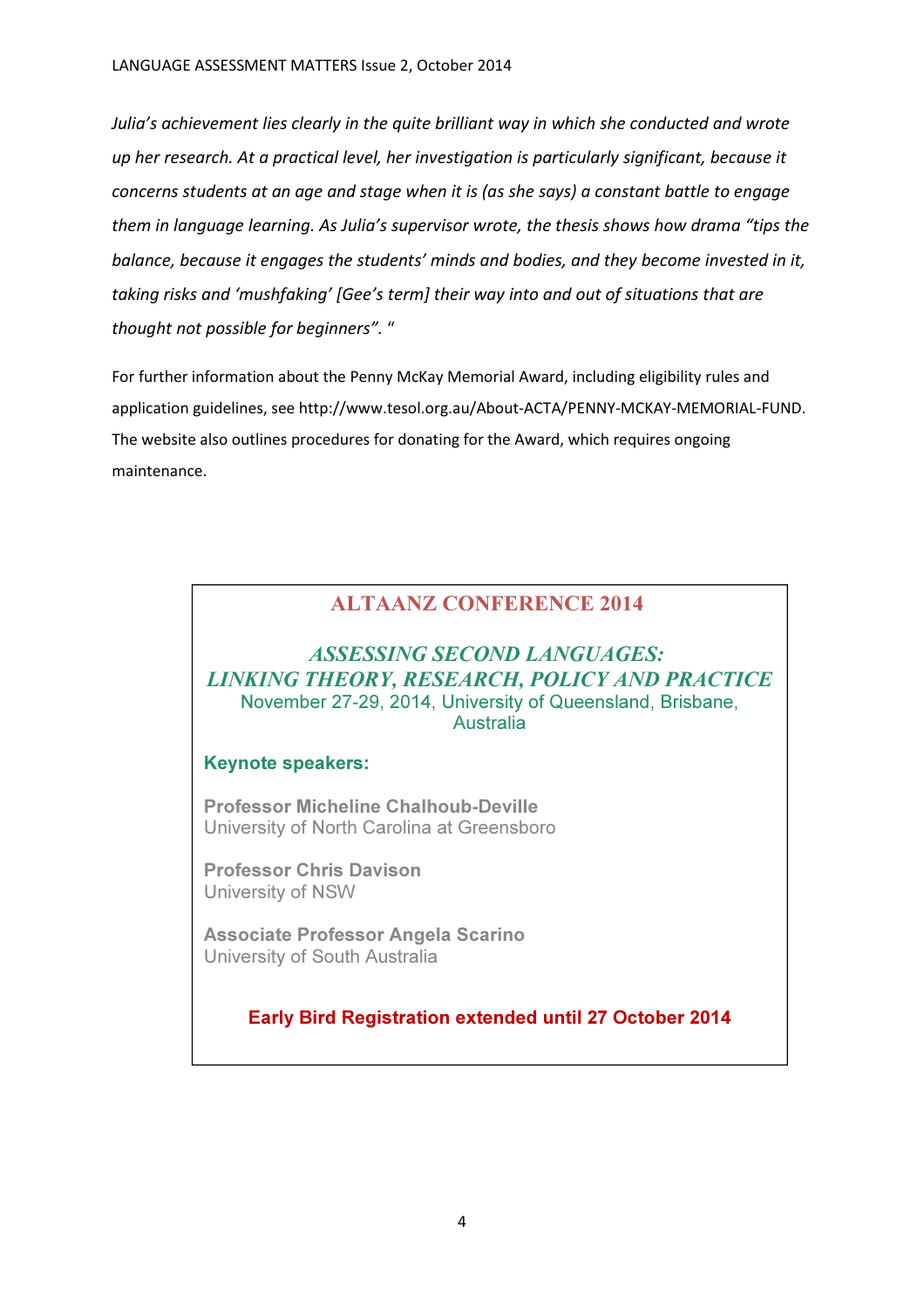*Julia's achievement lies clearly in the quite brilliant way in which she conducted and wrote up her research. At a practical level, her investigation is particularly significant, because it concerns students at an age and stage when it is (as she says) a constant battle to engage them in language learning. As Julia's supervisor wrote, the thesis shows how drama "tips the balance, because it engages the students' minds and bodies, and they become invested in it, taking risks and 'mushfaking' [Gee's term] their way into and out of situations that are thought not possible for beginners". "*

For further information about the Penny McKay Memorial Award, including eligibility rules and application guidelines, see http://www.tesol.org.au/About-ACTA/PENNY-MCKAY-MEMORIAL-FUND. The website also outlines procedures for donating for the Award, which requires ongoing maintenance.

## ALTAANZ CONFERENCE 2014

### *ASSESSING SECOND LANGUAGES: LINKING THEORY, RESEARCH, POLICY AND PRACTICE*

November 27-29, 2014, University of Queensland, Brisbane, Australia

**Keynote speakers:**

**Professor Micheline Chalhoub-Deville**
University of North Carolina at Greensboro

**Professor Chris Davison**
University of NSW

**Associate Professor Angela Scarino**
University of South Australia

**Early Bird Registration extended until 27 October 2014**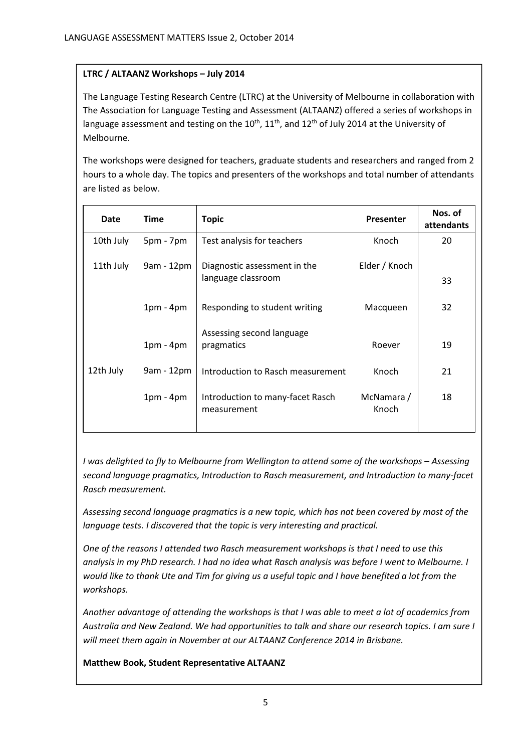**LTRC / ALTAANZ Workshops – July 2014**

The Language Testing Research Centre (LTRC) at the University of Melbourne in collaboration with The Association for Language Testing and Assessment (ALTAANZ) offered a series of workshops in language assessment and testing on the 10th, 11th, and 12th of July 2014 at the University of Melbourne.

The workshops were designed for teachers, graduate students and researchers and ranged from 2 hours to a whole day. The topics and presenters of the workshops and total number of attendants are listed as below.

| Date | Time | Topic | Presenter | Nos. of attendants |
|---|---|---|---|---|
| 10th July | 5pm - 7pm | Test analysis for teachers | Knoch | 20 |
| 11th July | 9am - 12pm | Diagnostic assessment in the language classroom | Elder / Knoch | 33 |
| | 1pm - 4pm | Responding to student writing | Macqueen | 32 |
| | 1pm - 4pm | Assessing second language pragmatics | Roever | 19 |
| 12th July | 9am - 12pm | Introduction to Rasch measurement | Knoch | 21 |
| | 1pm - 4pm | Introduction to many-facet Rasch measurement | McNamara / Knoch | 18 |

*I was delighted to fly to Melbourne from Wellington to attend some of the workshops – Assessing second language pragmatics, Introduction to Rasch measurement, and Introduction to many-facet Rasch measurement.*

*Assessing second language pragmatics is a new topic, which has not been covered by most of the language tests. I discovered that the topic is very interesting and practical.*

*One of the reasons I attended two Rasch measurement workshops is that I need to use this analysis in my PhD research. I had no idea what Rasch analysis was before I went to Melbourne. I would like to thank Ute and Tim for giving us a useful topic and I have benefited a lot from the workshops.*

*Another advantage of attending the workshops is that I was able to meet a lot of academics from Australia and New Zealand. We had opportunities to talk and share our research topics. I am sure I will meet them again in November at our ALTAANZ Conference 2014 in Brisbane.*

**Matthew Book, Student Representative ALTAANZ**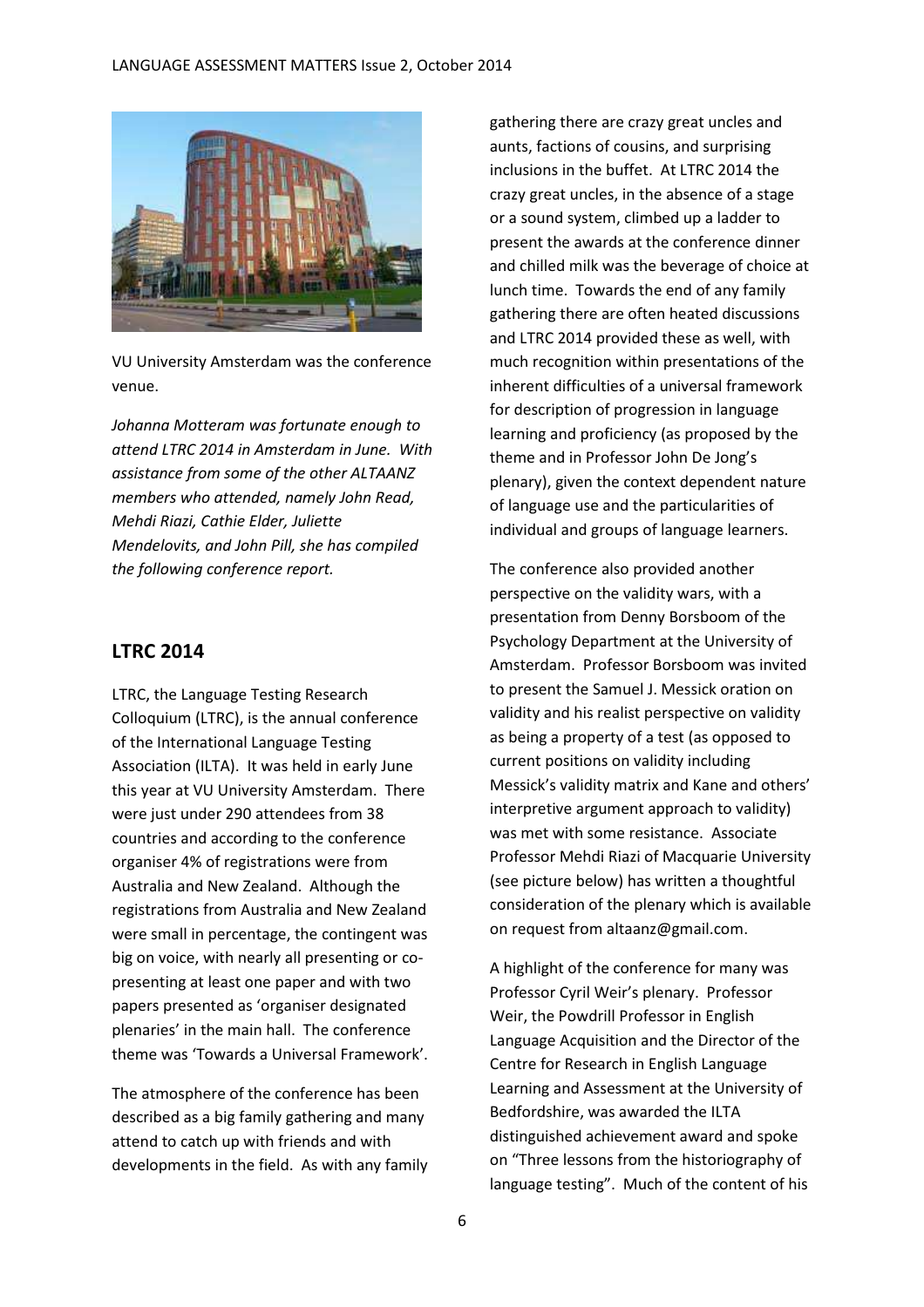VU University Amsterdam was the conference venue.

*Johanna Motteram was fortunate enough to attend LTRC 2014 in Amsterdam in June. With assistance from some of the other ALTAANZ members who attended, namely John Read, Mehdi Riazi, Cathie Elder, Juliette Mendelovits, and John Pill, she has compiled the following conference report.*

## LTRC 2014

LTRC, the Language Testing Research Colloquium (LTRC), is the annual conference of the International Language Testing Association (ILTA). It was held in early June this year at VU University Amsterdam. There were just under 290 attendees from 38 countries and according to the conference organiser 4% of registrations were from Australia and New Zealand. Although the registrations from Australia and New Zealand were small in percentage, the contingent was big on voice, with nearly all presenting or co-presenting at least one paper and with two papers presented as 'organiser designated plenaries' in the main hall. The conference theme was 'Towards a Universal Framework'.

The atmosphere of the conference has been described as a big family gathering and many attend to catch up with friends and with developments in the field. As with any family gathering there are crazy great uncles and aunts, factions of cousins, and surprising inclusions in the buffet. At LTRC 2014 the crazy great uncles, in the absence of a stage or a sound system, climbed up a ladder to present the awards at the conference dinner and chilled milk was the beverage of choice at lunch time. Towards the end of any family gathering there are often heated discussions and LTRC 2014 provided these as well, with much recognition within presentations of the inherent difficulties of a universal framework for description of progression in language learning and proficiency (as proposed by the theme and in Professor John De Jong's plenary), given the context dependent nature of language use and the particularities of individual and groups of language learners.

The conference also provided another perspective on the validity wars, with a presentation from Denny Borsboom of the Psychology Department at the University of Amsterdam. Professor Borsboom was invited to present the Samuel J. Messick oration on validity and his realist perspective on validity as being a property of a test (as opposed to current positions on validity including Messick's validity matrix and Kane and others' interpretive argument approach to validity) was met with some resistance. Associate Professor Mehdi Riazi of Macquarie University (see picture below) has written a thoughtful consideration of the plenary which is available on request from altaanz@gmail.com.

A highlight of the conference for many was Professor Cyril Weir's plenary. Professor Weir, the Powdrill Professor in English Language Acquisition and the Director of the Centre for Research in English Language Learning and Assessment at the University of Bedfordshire, was awarded the ILTA distinguished achievement award and spoke on "Three lessons from the historiography of language testing". Much of the content of his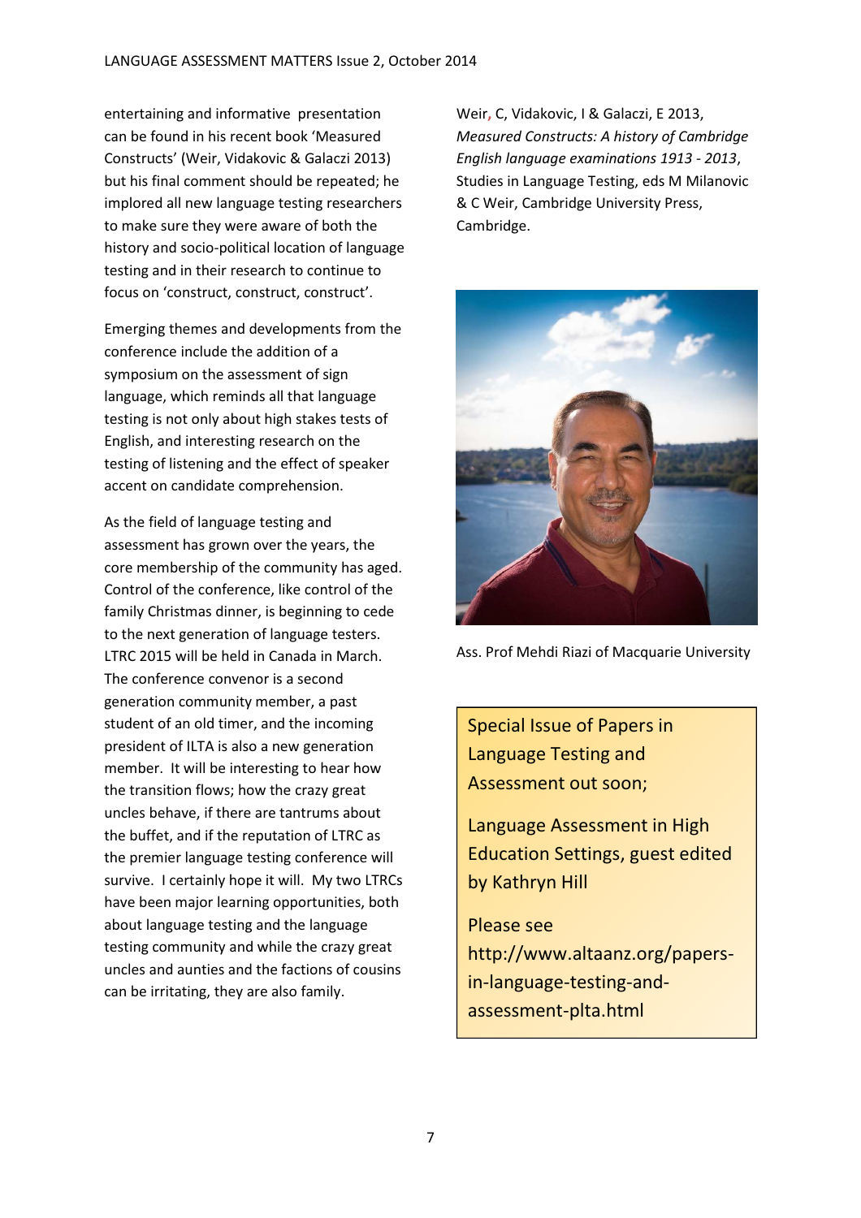entertaining and informative presentation can be found in his recent book 'Measured Constructs' (Weir, Vidakovic & Galaczi 2013) but his final comment should be repeated; he implored all new language testing researchers to make sure they were aware of both the history and socio-political location of language testing and in their research to continue to focus on 'construct, construct, construct'.

Emerging themes and developments from the conference include the addition of a symposium on the assessment of sign language, which reminds all that language testing is not only about high stakes tests of English, and interesting research on the testing of listening and the effect of speaker accent on candidate comprehension.

As the field of language testing and assessment has grown over the years, the core membership of the community has aged. Control of the conference, like control of the family Christmas dinner, is beginning to cede to the next generation of language testers. LTRC 2015 will be held in Canada in March. The conference convenor is a second generation community member, a past student of an old timer, and the incoming president of ILTA is also a new generation member. It will be interesting to hear how the transition flows; how the crazy great uncles behave, if there are tantrums about the buffet, and if the reputation of LTRC as the premier language testing conference will survive. I certainly hope it will. My two LTRCs have been major learning opportunities, both about language testing and the language testing community and while the crazy great uncles and aunties and the factions of cousins can be irritating, they are also family.

Weir, C, Vidakovic, I & Galaczi, E 2013, *Measured Constructs: A history of Cambridge English language examinations 1913 - 2013*, Studies in Language Testing, eds M Milanovic & C Weir, Cambridge University Press, Cambridge.

Ass. Prof Mehdi Riazi of Macquarie University

Special Issue of Papers in Language Testing and Assessment out soon;

Language Assessment in High Education Settings, guest edited by Kathryn Hill

Please see http://www.altaanz.org/papers-in-language-testing-and-assessment-plta.html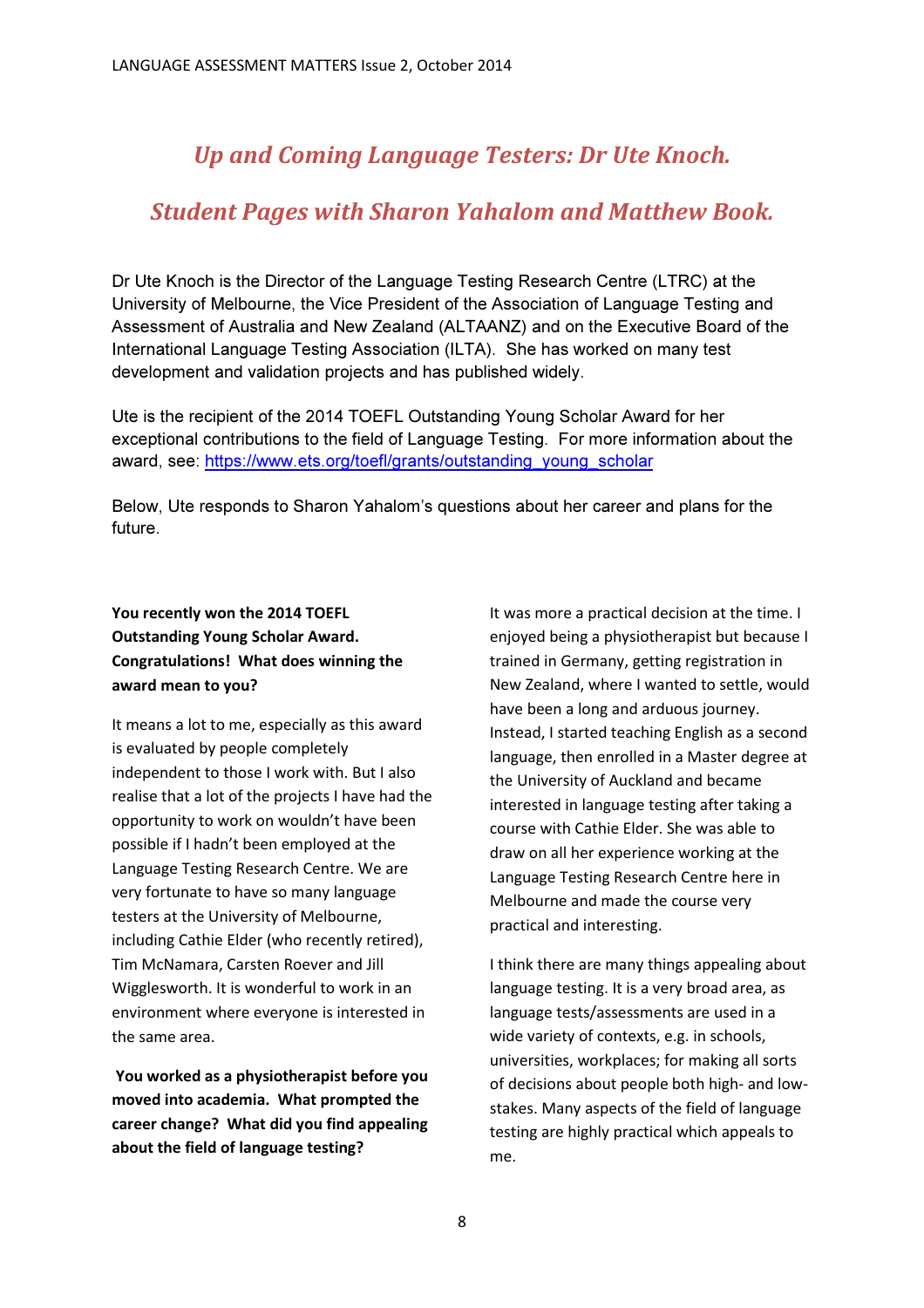## *Up and Coming Language Testers: Dr Ute Knoch.*

## *Student Pages with Sharon Yahalom and Matthew Book.*

Dr Ute Knoch is the Director of the Language Testing Research Centre (LTRC) at the University of Melbourne, the Vice President of the Association of Language Testing and Assessment of Australia and New Zealand (ALTAANZ) and on the Executive Board of the International Language Testing Association (ILTA). She has worked on many test development and validation projects and has published widely.

Ute is the recipient of the 2014 TOEFL Outstanding Young Scholar Award for her exceptional contributions to the field of Language Testing. For more information about the award, see: https://www.ets.org/toefl/grants/outstanding_young_scholar

Below, Ute responds to Sharon Yahalom's questions about her career and plans for the future.

**You recently won the 2014 TOEFL Outstanding Young Scholar Award. Congratulations! What does winning the award mean to you?**

It means a lot to me, especially as this award is evaluated by people completely independent to those I work with. But I also realise that a lot of the projects I have had the opportunity to work on wouldn't have been possible if I hadn't been employed at the Language Testing Research Centre. We are very fortunate to have so many language testers at the University of Melbourne, including Cathie Elder (who recently retired), Tim McNamara, Carsten Roever and Jill Wigglesworth. It is wonderful to work in an environment where everyone is interested in the same area.

**You worked as a physiotherapist before you moved into academia. What prompted the career change? What did you find appealing about the field of language testing?**

It was more a practical decision at the time. I enjoyed being a physiotherapist but because I trained in Germany, getting registration in New Zealand, where I wanted to settle, would have been a long and arduous journey. Instead, I started teaching English as a second language, then enrolled in a Master degree at the University of Auckland and became interested in language testing after taking a course with Cathie Elder. She was able to draw on all her experience working at the Language Testing Research Centre here in Melbourne and made the course very practical and interesting.

I think there are many things appealing about language testing. It is a very broad area, as language tests/assessments are used in a wide variety of contexts, e.g. in schools, universities, workplaces; for making all sorts of decisions about people both high- and low-stakes. Many aspects of the field of language testing are highly practical which appeals to me.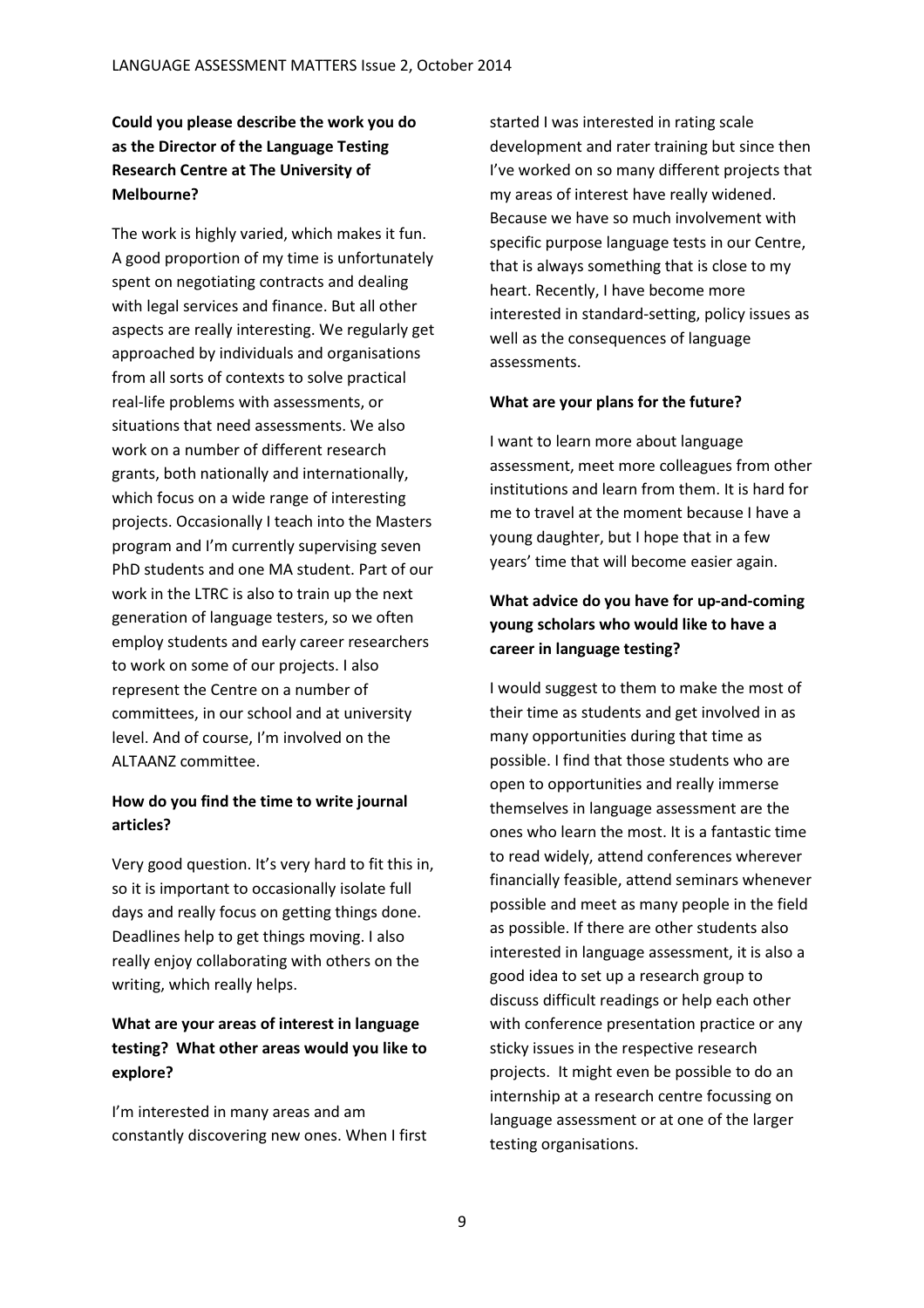**Could you please describe the work you do as the Director of the Language Testing Research Centre at The University of Melbourne?**

The work is highly varied, which makes it fun. A good proportion of my time is unfortunately spent on negotiating contracts and dealing with legal services and finance. But all other aspects are really interesting. We regularly get approached by individuals and organisations from all sorts of contexts to solve practical real-life problems with assessments, or situations that need assessments. We also work on a number of different research grants, both nationally and internationally, which focus on a wide range of interesting projects. Occasionally I teach into the Masters program and I'm currently supervising seven PhD students and one MA student. Part of our work in the LTRC is also to train up the next generation of language testers, so we often employ students and early career researchers to work on some of our projects. I also represent the Centre on a number of committees, in our school and at university level. And of course, I'm involved on the ALTAANZ committee.

**How do you find the time to write journal articles?**

Very good question. It's very hard to fit this in, so it is important to occasionally isolate full days and really focus on getting things done. Deadlines help to get things moving. I also really enjoy collaborating with others on the writing, which really helps.

**What are your areas of interest in language testing? What other areas would you like to explore?**

I'm interested in many areas and am constantly discovering new ones. When I first started I was interested in rating scale development and rater training but since then I've worked on so many different projects that my areas of interest have really widened. Because we have so much involvement with specific purpose language tests in our Centre, that is always something that is close to my heart. Recently, I have become more interested in standard-setting, policy issues as well as the consequences of language assessments.

**What are your plans for the future?**

I want to learn more about language assessment, meet more colleagues from other institutions and learn from them. It is hard for me to travel at the moment because I have a young daughter, but I hope that in a few years' time that will become easier again.

**What advice do you have for up-and-coming young scholars who would like to have a career in language testing?**

I would suggest to them to make the most of their time as students and get involved in as many opportunities during that time as possible. I find that those students who are open to opportunities and really immerse themselves in language assessment are the ones who learn the most. It is a fantastic time to read widely, attend conferences wherever financially feasible, attend seminars whenever possible and meet as many people in the field as possible. If there are other students also interested in language assessment, it is also a good idea to set up a research group to discuss difficult readings or help each other with conference presentation practice or any sticky issues in the respective research projects. It might even be possible to do an internship at a research centre focussing on language assessment or at one of the larger testing organisations.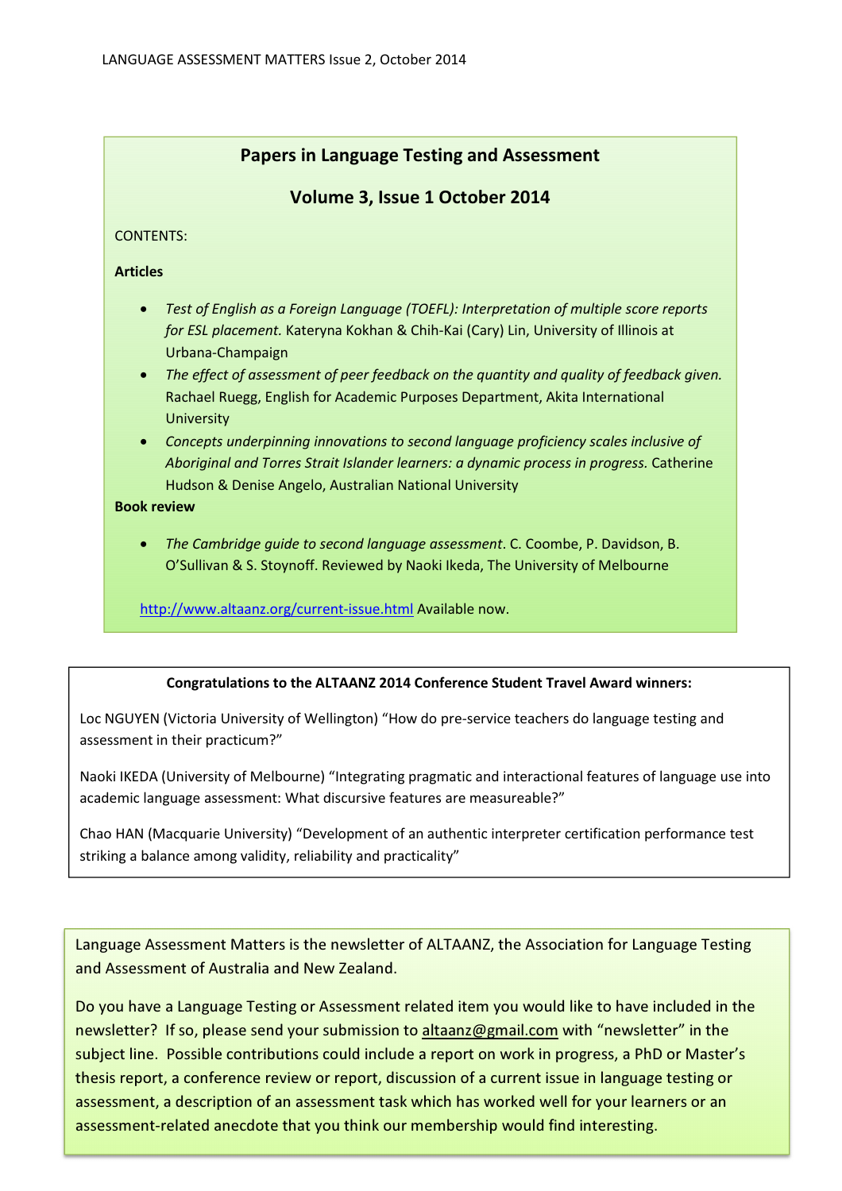## Papers in Language Testing and Assessment

### Volume 3, Issue 1 October 2014

CONTENTS:

**Articles**

- *Test of English as a Foreign Language (TOEFL): Interpretation of multiple score reports for ESL placement.* Kateryna Kokhan & Chih-Kai (Cary) Lin, University of Illinois at Urbana-Champaign
- *The effect of assessment of peer feedback on the quantity and quality of feedback given.* Rachael Ruegg, English for Academic Purposes Department, Akita International University
- *Concepts underpinning innovations to second language proficiency scales inclusive of Aboriginal and Torres Strait Islander learners: a dynamic process in progress.* Catherine Hudson & Denise Angelo, Australian National University

**Book review**

- *The Cambridge guide to second language assessment*. C. Coombe, P. Davidson, B. O'Sullivan & S. Stoynoff. Reviewed by Naoki Ikeda, The University of Melbourne

http://www.altaanz.org/current-issue.html Available now.

**Congratulations to the ALTAANZ 2014 Conference Student Travel Award winners:**

Loc NGUYEN (Victoria University of Wellington) "How do pre-service teachers do language testing and assessment in their practicum?"

Naoki IKEDA (University of Melbourne) "Integrating pragmatic and interactional features of language use into academic language assessment: What discursive features are measureable?"

Chao HAN (Macquarie University) "Development of an authentic interpreter certification performance test striking a balance among validity, reliability and practicality"

Language Assessment Matters is the newsletter of ALTAANZ, the Association for Language Testing and Assessment of Australia and New Zealand.

Do you have a Language Testing or Assessment related item you would like to have included in the newsletter? If so, please send your submission to altaanz@gmail.com with "newsletter" in the subject line. Possible contributions could include a report on work in progress, a PhD or Master's thesis report, a conference review or report, discussion of a current issue in language testing or assessment, a description of an assessment task which has worked well for your learners or an assessment-related anecdote that you think our membership would find interesting.